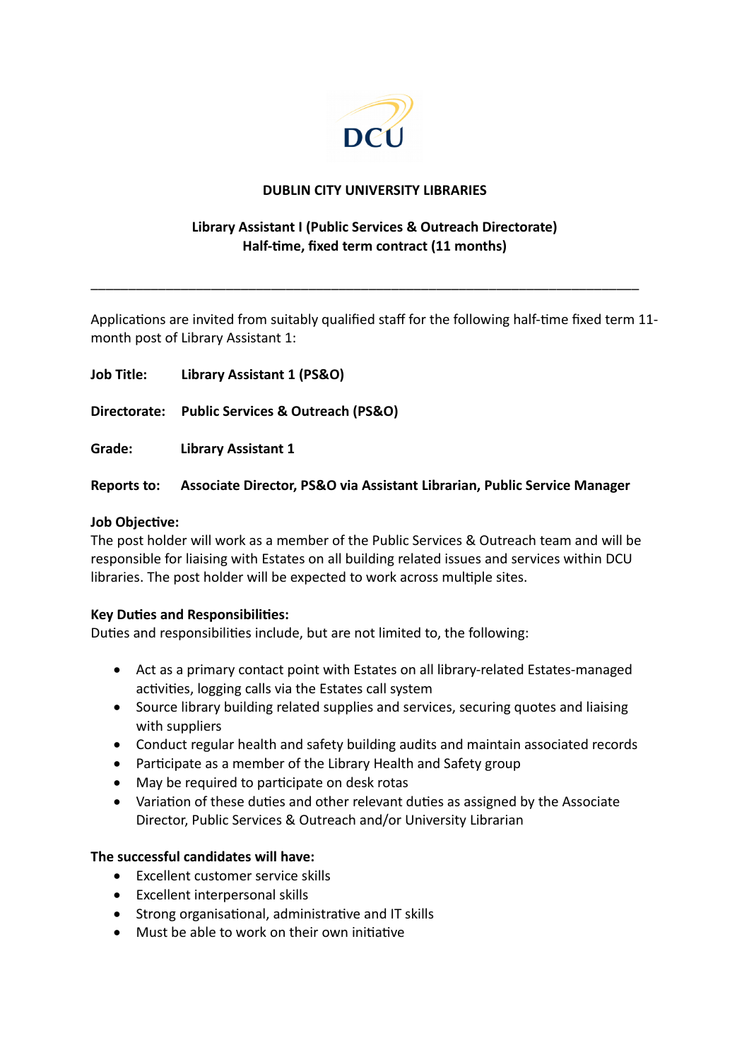DCU

**DUBLIN CITY UNIVERSITY LIBRARIES**

**Library Assistant I (Public Services & Outreach Directorate)**
**Half-time, fixed term contract (11 months)**

---

Applications are invited from suitably qualified staff for the following half-time fixed term 11-month post of Library Assistant 1:

**Job Title:** **Library Assistant 1 (PS&O)**

**Directorate:** **Public Services & Outreach (PS&O)**

**Grade:** **Library Assistant 1**

**Reports to:** **Associate Director, PS&O via Assistant Librarian, Public Service Manager**

**Job Objective:**
The post holder will work as a member of the Public Services & Outreach team and will be responsible for liaising with Estates on all building related issues and services within DCU libraries. The post holder will be expected to work across multiple sites.

**Key Duties and Responsibilities:**
Duties and responsibilities include, but are not limited to, the following:

- Act as a primary contact point with Estates on all library-related Estates-managed activities, logging calls via the Estates call system
- Source library building related supplies and services, securing quotes and liaising with suppliers
- Conduct regular health and safety building audits and maintain associated records
- Participate as a member of the Library Health and Safety group
- May be required to participate on desk rotas
- Variation of these duties and other relevant duties as assigned by the Associate Director, Public Services & Outreach and/or University Librarian

**The successful candidates will have:**

- Excellent customer service skills
- Excellent interpersonal skills
- Strong organisational, administrative and IT skills
- Must be able to work on their own initiative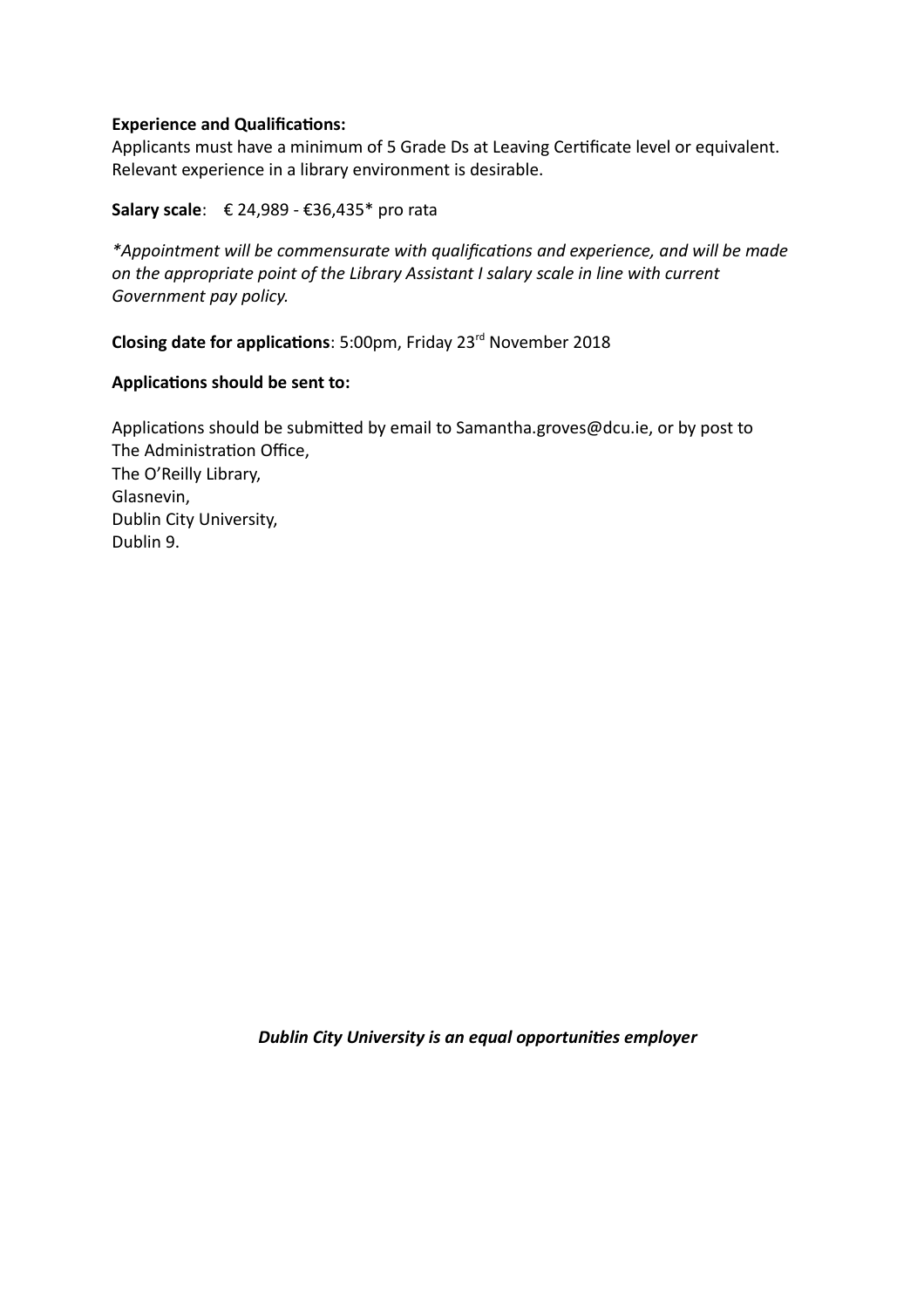**Experience and Qualifications:**
Applicants must have a minimum of 5 Grade Ds at Leaving Certificate level or equivalent. Relevant experience in a library environment is desirable.

**Salary scale**: € 24,989 - €36,435* pro rata

*\*Appointment will be commensurate with qualifications and experience, and will be made on the appropriate point of the Library Assistant I salary scale in line with current Government pay policy.*

**Closing date for applications**: 5:00pm, Friday 23rd November 2018

**Applications should be sent to:**

Applications should be submitted by email to Samantha.groves@dcu.ie, or by post to
The Administration Office,
The O'Reilly Library,
Glasnevin,
Dublin City University,
Dublin 9.

***Dublin City University is an equal opportunities employer***